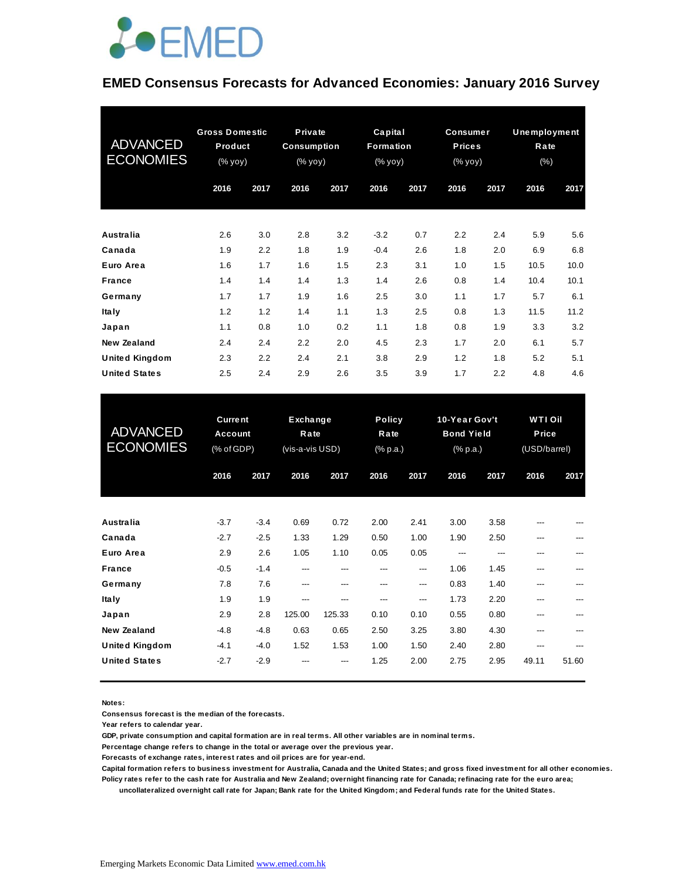EMED

# EMED Consensus Forecasts for Advanced Economies: January 2016 Survey

| ADVANCED ECONOMIES | Gross Domestic Product (% yoy) | | Private Consumption (% yoy) | | Capital Formation (% yoy) | | Consumer Prices (% yoy) | | Unemployment Rate (%) | |
|---|---|---|---|---|---|---|---|---|---|---|
| | 2016 | 2017 | 2016 | 2017 | 2016 | 2017 | 2016 | 2017 | 2016 | 2017 |
| **Australia** | 2.6 | 3.0 | 2.8 | 3.2 | -3.2 | 0.7 | 2.2 | 2.4 | 5.9 | 5.6 |
| **Canada** | 1.9 | 2.2 | 1.8 | 1.9 | -0.4 | 2.6 | 1.8 | 2.0 | 6.9 | 6.8 |
| **Euro Area** | 1.6 | 1.7 | 1.6 | 1.5 | 2.3 | 3.1 | 1.0 | 1.5 | 10.5 | 10.0 |
| **France** | 1.4 | 1.4 | 1.4 | 1.3 | 1.4 | 2.6 | 0.8 | 1.4 | 10.4 | 10.1 |
| **Germany** | 1.7 | 1.7 | 1.9 | 1.6 | 2.5 | 3.0 | 1.1 | 1.7 | 5.7 | 6.1 |
| **Italy** | 1.2 | 1.2 | 1.4 | 1.1 | 1.3 | 2.5 | 0.8 | 1.3 | 11.5 | 11.2 |
| **Japan** | 1.1 | 0.8 | 1.0 | 0.2 | 1.1 | 1.8 | 0.8 | 1.9 | 3.3 | 3.2 |
| **New Zealand** | 2.4 | 2.4 | 2.2 | 2.0 | 4.5 | 2.3 | 1.7 | 2.0 | 6.1 | 5.7 |
| **United Kingdom** | 2.3 | 2.2 | 2.4 | 2.1 | 3.8 | 2.9 | 1.2 | 1.8 | 5.2 | 5.1 |
| **United States** | 2.5 | 2.4 | 2.9 | 2.6 | 3.5 | 3.9 | 1.7 | 2.2 | 4.8 | 4.6 |

| ADVANCED ECONOMIES | Current Account (% of GDP) | | Exchange Rate (vis-a-vis USD) | | Policy Rate (% p.a.) | | 10-Year Gov't Bond Yield (% p.a.) | | WTI Oil Price (USD/barrel) | |
|---|---|---|---|---|---|---|---|---|---|---|
| | 2016 | 2017 | 2016 | 2017 | 2016 | 2017 | 2016 | 2017 | 2016 | 2017 |
| **Australia** | -3.7 | -3.4 | 0.69 | 0.72 | 2.00 | 2.41 | 3.00 | 3.58 | --- | --- |
| **Canada** | -2.7 | -2.5 | 1.33 | 1.29 | 0.50 | 1.00 | 1.90 | 2.50 | --- | --- |
| **Euro Area** | 2.9 | 2.6 | 1.05 | 1.10 | 0.05 | 0.05 | --- | --- | --- | --- |
| **France** | -0.5 | -1.4 | --- | --- | --- | --- | 1.06 | 1.45 | --- | --- |
| **Germany** | 7.8 | 7.6 | --- | --- | --- | --- | 0.83 | 1.40 | --- | --- |
| **Italy** | 1.9 | 1.9 | --- | --- | --- | --- | 1.73 | 2.20 | --- | --- |
| **Japan** | 2.9 | 2.8 | 125.00 | 125.33 | 0.10 | 0.10 | 0.55 | 0.80 | --- | --- |
| **New Zealand** | -4.8 | -4.8 | 0.63 | 0.65 | 2.50 | 3.25 | 3.80 | 4.30 | --- | --- |
| **United Kingdom** | -4.1 | -4.0 | 1.52 | 1.53 | 1.00 | 1.50 | 2.40 | 2.80 | --- | --- |
| **United States** | -2.7 | -2.9 | --- | --- | 1.25 | 2.00 | 2.75 | 2.95 | 49.11 | 51.60 |

**Notes:**

**Consensus forecast is the median of the forecasts.**

**Year refers to calendar year.**

**GDP, private consumption and capital formation are in real terms. All other variables are in nominal terms.**

**Percentage change refers to change in the total or average over the previous year.**

**Forecasts of exchange rates, interest rates and oil prices are for year-end.**

**Capital formation refers to business investment for Australia, Canada and the United States; and gross fixed investment for all other economies.**

**Policy rates refer to the cash rate for Australia and New Zealand; overnight financing rate for Canada; refinacing rate for the euro area; uncollateralized overnight call rate for Japan; Bank rate for the United Kingdom; and Federal funds rate for the United States.**

Emerging Markets Economic Data Limited www.emed.com.hk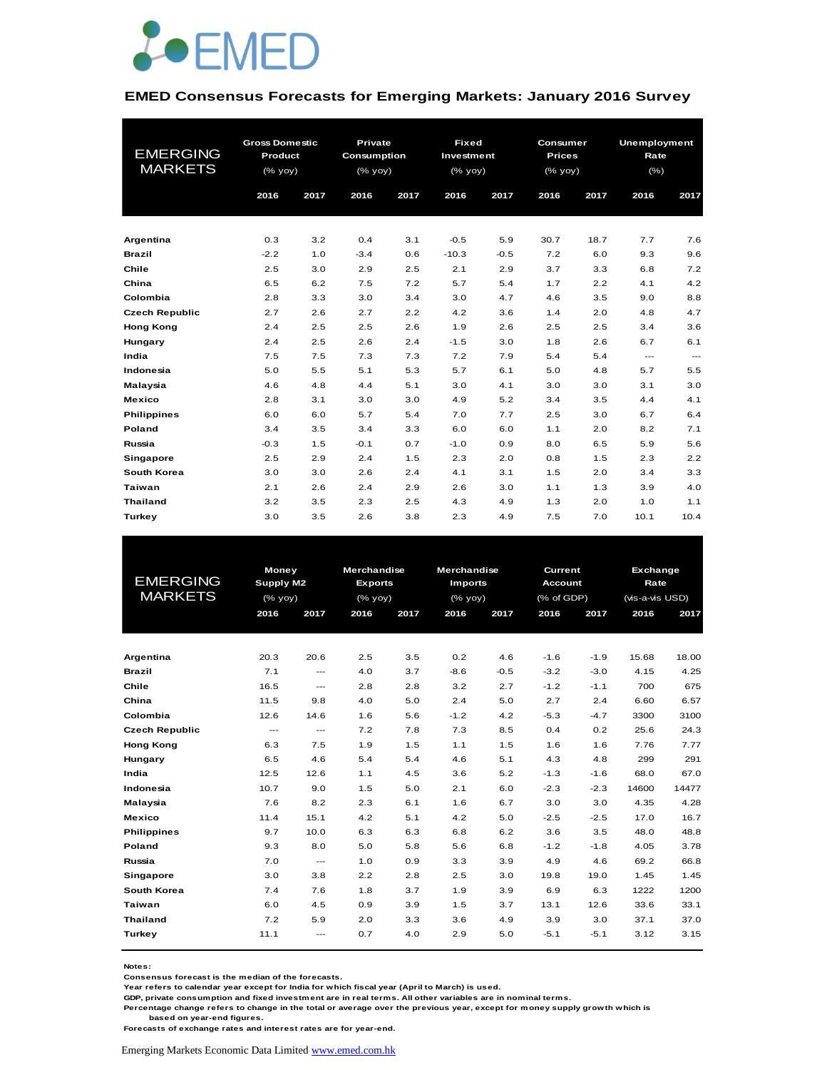EMED

## EMED Consensus Forecasts for Emerging Markets: January 2016 Survey

| EMERGING MARKETS | Gross Domestic Product (% yoy) | | Private Consumption (% yoy) | | Fixed Investment (% yoy) | | Consumer Prices (% yoy) | | Unemployment Rate (%) | |
|---|---|---|---|---|---|---|---|---|---|---|
| | 2016 | 2017 | 2016 | 2017 | 2016 | 2017 | 2016 | 2017 | 2016 | 2017 |
| Argentina | 0.3 | 3.2 | 0.4 | 3.1 | -0.5 | 5.9 | 30.7 | 18.7 | 7.7 | 7.6 |
| Brazil | -2.2 | 1.0 | -3.4 | 0.6 | -10.3 | -0.5 | 7.2 | 6.0 | 9.3 | 9.6 |
| Chile | 2.5 | 3.0 | 2.9 | 2.5 | 2.1 | 2.9 | 3.7 | 3.3 | 6.8 | 7.2 |
| China | 6.5 | 6.2 | 7.5 | 7.2 | 5.7 | 5.4 | 1.7 | 2.2 | 4.1 | 4.2 |
| Colombia | 2.8 | 3.3 | 3.0 | 3.4 | 3.0 | 4.7 | 4.6 | 3.5 | 9.0 | 8.8 |
| Czech Republic | 2.7 | 2.6 | 2.7 | 2.2 | 4.2 | 3.6 | 1.4 | 2.0 | 4.8 | 4.7 |
| Hong Kong | 2.4 | 2.5 | 2.5 | 2.6 | 1.9 | 2.6 | 2.5 | 2.5 | 3.4 | 3.6 |
| Hungary | 2.4 | 2.5 | 2.6 | 2.4 | -1.5 | 3.0 | 1.8 | 2.6 | 6.7 | 6.1 |
| India | 7.5 | 7.5 | 7.3 | 7.3 | 7.2 | 7.9 | 5.4 | 5.4 | --- | --- |
| Indonesia | 5.0 | 5.5 | 5.1 | 5.3 | 5.7 | 6.1 | 5.0 | 4.8 | 5.7 | 5.5 |
| Malaysia | 4.6 | 4.8 | 4.4 | 5.1 | 3.0 | 4.1 | 3.0 | 3.0 | 3.1 | 3.0 |
| Mexico | 2.8 | 3.1 | 3.0 | 3.0 | 4.9 | 5.2 | 3.4 | 3.5 | 4.4 | 4.1 |
| Philippines | 6.0 | 6.0 | 5.7 | 5.4 | 7.0 | 7.7 | 2.5 | 3.0 | 6.7 | 6.4 |
| Poland | 3.4 | 3.5 | 3.4 | 3.3 | 6.0 | 6.0 | 1.1 | 2.0 | 8.2 | 7.1 |
| Russia | -0.3 | 1.5 | -0.1 | 0.7 | -1.0 | 0.9 | 8.0 | 6.5 | 5.9 | 5.6 |
| Singapore | 2.5 | 2.9 | 2.4 | 1.5 | 2.3 | 2.0 | 0.8 | 1.5 | 2.3 | 2.2 |
| South Korea | 3.0 | 3.0 | 2.6 | 2.4 | 4.1 | 3.1 | 1.5 | 2.0 | 3.4 | 3.3 |
| Taiwan | 2.1 | 2.6 | 2.4 | 2.9 | 2.6 | 3.0 | 1.1 | 1.3 | 3.9 | 4.0 |
| Thailand | 3.2 | 3.5 | 2.3 | 2.5 | 4.3 | 4.9 | 1.3 | 2.0 | 1.0 | 1.1 |
| Turkey | 3.0 | 3.5 | 2.6 | 3.8 | 2.3 | 4.9 | 7.5 | 7.0 | 10.1 | 10.4 |

| EMERGING MARKETS | Money Supply M2 (% yoy) | | Merchandise Exports (% yoy) | | Merchandise Imports (% yoy) | | Current Account (% of GDP) | | Exchange Rate (vis-a-vis USD) | |
|---|---|---|---|---|---|---|---|---|---|---|
| | 2016 | 2017 | 2016 | 2017 | 2016 | 2017 | 2016 | 2017 | 2016 | 2017 |
| Argentina | 20.3 | 20.6 | 2.5 | 3.5 | 0.2 | 4.6 | -1.6 | -1.9 | 15.68 | 18.00 |
| Brazil | 7.1 | --- | 4.0 | 3.7 | -8.6 | -0.5 | -3.2 | -3.0 | 4.15 | 4.25 |
| Chile | 16.5 | --- | 2.8 | 2.8 | 3.2 | 2.7 | -1.2 | -1.1 | 700 | 675 |
| China | 11.5 | 9.8 | 4.0 | 5.0 | 2.4 | 5.0 | 2.7 | 2.4 | 6.60 | 6.57 |
| Colombia | 12.6 | 14.6 | 1.6 | 5.6 | -1.2 | 4.2 | -5.3 | -4.7 | 3300 | 3100 |
| Czech Republic | --- | --- | 7.2 | 7.8 | 7.3 | 8.5 | 0.4 | 0.2 | 25.6 | 24.3 |
| Hong Kong | 6.3 | 7.5 | 1.9 | 1.5 | 1.1 | 1.5 | 1.6 | 1.6 | 7.76 | 7.77 |
| Hungary | 6.5 | 4.6 | 5.4 | 5.4 | 4.6 | 5.1 | 4.3 | 4.8 | 299 | 291 |
| India | 12.5 | 12.6 | 1.1 | 4.5 | 3.6 | 5.2 | -1.3 | -1.6 | 68.0 | 67.0 |
| Indonesia | 10.7 | 9.0 | 1.5 | 5.0 | 2.1 | 6.0 | -2.3 | -2.3 | 14600 | 14477 |
| Malaysia | 7.6 | 8.2 | 2.3 | 6.1 | 1.6 | 6.7 | 3.0 | 3.0 | 4.35 | 4.28 |
| Mexico | 11.4 | 15.1 | 4.2 | 5.1 | 4.2 | 5.0 | -2.5 | -2.5 | 17.0 | 16.7 |
| Philippines | 9.7 | 10.0 | 6.3 | 6.3 | 6.8 | 6.2 | 3.6 | 3.5 | 48.0 | 48.8 |
| Poland | 9.3 | 8.0 | 5.0 | 5.8 | 5.6 | 6.8 | -1.2 | -1.8 | 4.05 | 3.78 |
| Russia | 7.0 | --- | 1.0 | 0.9 | 3.3 | 3.9 | 4.9 | 4.6 | 69.2 | 66.8 |
| Singapore | 3.0 | 3.8 | 2.2 | 2.8 | 2.5 | 3.0 | 19.8 | 19.0 | 1.45 | 1.45 |
| South Korea | 7.4 | 7.6 | 1.8 | 3.7 | 1.9 | 3.9 | 6.9 | 6.3 | 1222 | 1200 |
| Taiwan | 6.0 | 4.5 | 0.9 | 3.9 | 1.5 | 3.7 | 13.1 | 12.6 | 33.6 | 33.1 |
| Thailand | 7.2 | 5.9 | 2.0 | 3.3 | 3.6 | 4.9 | 3.9 | 3.0 | 37.1 | 37.0 |
| Turkey | 11.1 | --- | 0.7 | 4.0 | 2.9 | 5.0 | -5.1 | -5.1 | 3.12 | 3.15 |

**Notes:**
Consensus forecast is the median of the forecasts.
Year refers to calendar year except for India for which fiscal year (April to March) is used.
GDP, private consumption and fixed investment are in real terms. All other variables are in nominal terms.
Percentage change refers to change in the total or average over the previous year, except for money supply growth which is based on year-end figures.
Forecasts of exchange rates and interest rates are for year-end.

Emerging Markets Economic Data Limited [www.emed.com.hk](http://www.emed.com.hk)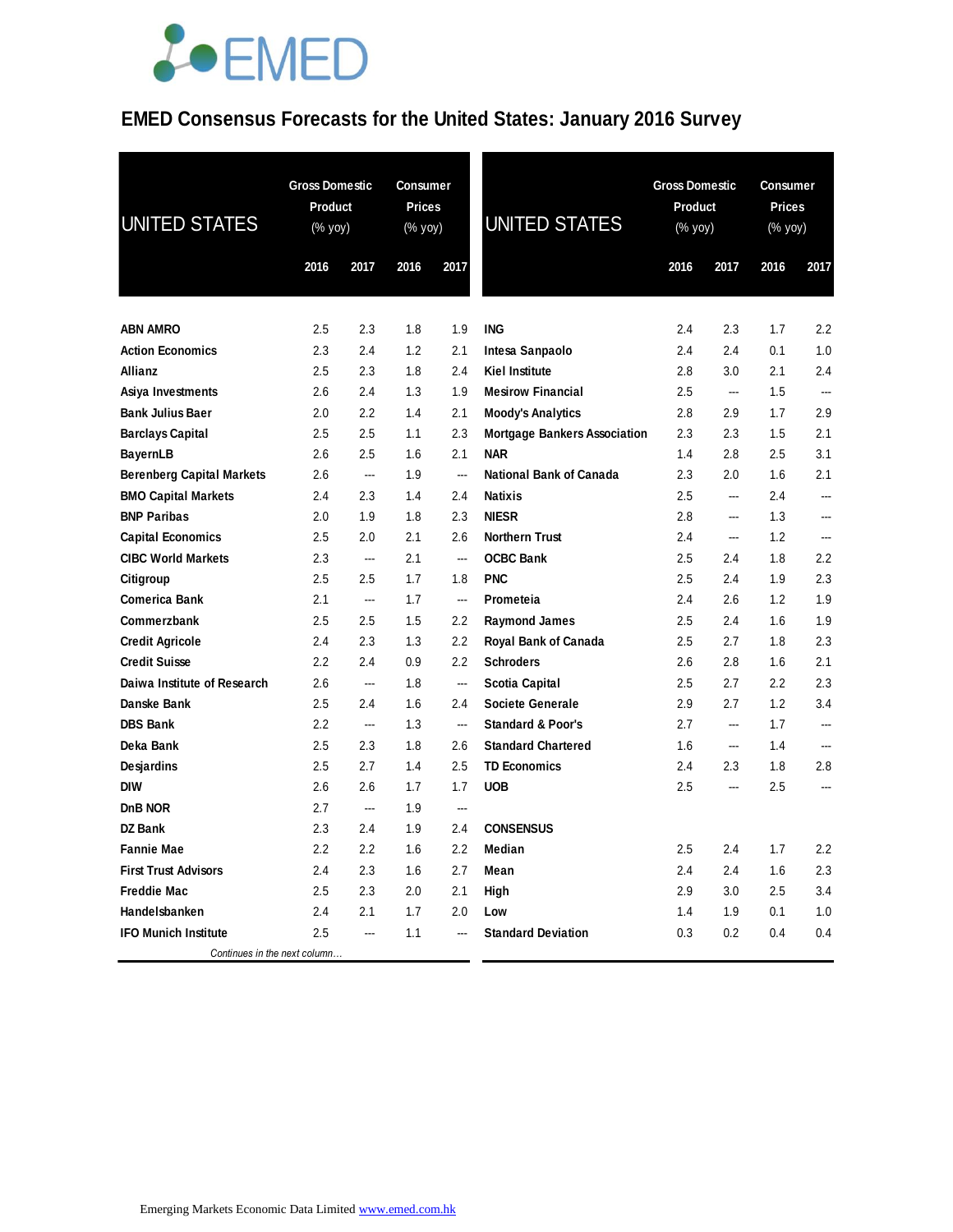# EMED Consensus Forecasts for the United States: January 2016 Survey

| UNITED STATES | Gross Domestic Product (% yoy) | | Consumer Prices (% yoy) | |
|---|---|---|---|---|
| | 2016 | 2017 | 2016 | 2017 |
| ABN AMRO | 2.5 | 2.3 | 1.8 | 1.9 |
| Action Economics | 2.3 | 2.4 | 1.2 | 2.1 |
| Allianz | 2.5 | 2.3 | 1.8 | 2.4 |
| Asiya Investments | 2.6 | 2.4 | 1.3 | 1.9 |
| Bank Julius Baer | 2.0 | 2.2 | 1.4 | 2.1 |
| Barclays Capital | 2.5 | 2.5 | 1.1 | 2.3 |
| BayernLB | 2.6 | 2.5 | 1.6 | 2.1 |
| Berenberg Capital Markets | 2.6 | --- | 1.9 | --- |
| BMO Capital Markets | 2.4 | 2.3 | 1.4 | 2.4 |
| BNP Paribas | 2.0 | 1.9 | 1.8 | 2.3 |
| Capital Economics | 2.5 | 2.0 | 2.1 | 2.6 |
| CIBC World Markets | 2.3 | --- | 2.1 | --- |
| Citigroup | 2.5 | 2.5 | 1.7 | 1.8 |
| Comerica Bank | 2.1 | --- | 1.7 | --- |
| Commerzbank | 2.5 | 2.5 | 1.5 | 2.2 |
| Credit Agricole | 2.4 | 2.3 | 1.3 | 2.2 |
| Credit Suisse | 2.2 | 2.4 | 0.9 | 2.2 |
| Daiwa Institute of Research | 2.6 | --- | 1.8 | --- |
| Danske Bank | 2.5 | 2.4 | 1.6 | 2.4 |
| DBS Bank | 2.2 | --- | 1.3 | --- |
| Deka Bank | 2.5 | 2.3 | 1.8 | 2.6 |
| Desjardins | 2.5 | 2.7 | 1.4 | 2.5 |
| DIW | 2.6 | 2.6 | 1.7 | 1.7 |
| DnB NOR | 2.7 | --- | 1.9 | --- |
| DZ Bank | 2.3 | 2.4 | 1.9 | 2.4 |
| Fannie Mae | 2.2 | 2.2 | 1.6 | 2.2 |
| First Trust Advisors | 2.4 | 2.3 | 1.6 | 2.7 |
| Freddie Mac | 2.5 | 2.3 | 2.0 | 2.1 |
| Handelsbanken | 2.4 | 2.1 | 1.7 | 2.0 |
| IFO Munich Institute | 2.5 | --- | 1.1 | --- |
| ING | 2.4 | 2.3 | 1.7 | 2.2 |
| Intesa Sanpaolo | 2.4 | 2.4 | 0.1 | 1.0 |
| Kiel Institute | 2.8 | 3.0 | 2.1 | 2.4 |
| Mesirow Financial | 2.5 | --- | 1.5 | --- |
| Moody's Analytics | 2.8 | 2.9 | 1.7 | 2.9 |
| Mortgage Bankers Association | 2.3 | 2.3 | 1.5 | 2.1 |
| NAR | 1.4 | 2.8 | 2.5 | 3.1 |
| National Bank of Canada | 2.3 | 2.0 | 1.6 | 2.1 |
| Natixis | 2.5 | --- | 2.4 | --- |
| NIESR | 2.8 | --- | 1.3 | --- |
| Northern Trust | 2.4 | --- | 1.2 | --- |
| OCBC Bank | 2.5 | 2.4 | 1.8 | 2.2 |
| PNC | 2.5 | 2.4 | 1.9 | 2.3 |
| Prometeia | 2.4 | 2.6 | 1.2 | 1.9 |
| Raymond James | 2.5 | 2.4 | 1.6 | 1.9 |
| Royal Bank of Canada | 2.5 | 2.7 | 1.8 | 2.3 |
| Schroders | 2.6 | 2.8 | 1.6 | 2.1 |
| Scotia Capital | 2.5 | 2.7 | 2.2 | 2.3 |
| Societe Generale | 2.9 | 2.7 | 1.2 | 3.4 |
| Standard & Poor's | 2.7 | --- | 1.7 | --- |
| Standard Chartered | 1.6 | --- | 1.4 | --- |
| TD Economics | 2.4 | 2.3 | 1.8 | 2.8 |
| UOB | 2.5 | --- | 2.5 | --- |
| **CONSENSUS** | | | | |
| Median | 2.5 | 2.4 | 1.7 | 2.2 |
| Mean | 2.4 | 2.4 | 1.6 | 2.3 |
| High | 2.9 | 3.0 | 2.5 | 3.4 |
| Low | 1.4 | 1.9 | 0.1 | 1.0 |
| Standard Deviation | 0.3 | 0.2 | 0.4 | 0.4 |

Emerging Markets Economic Data Limited www.emed.com.hk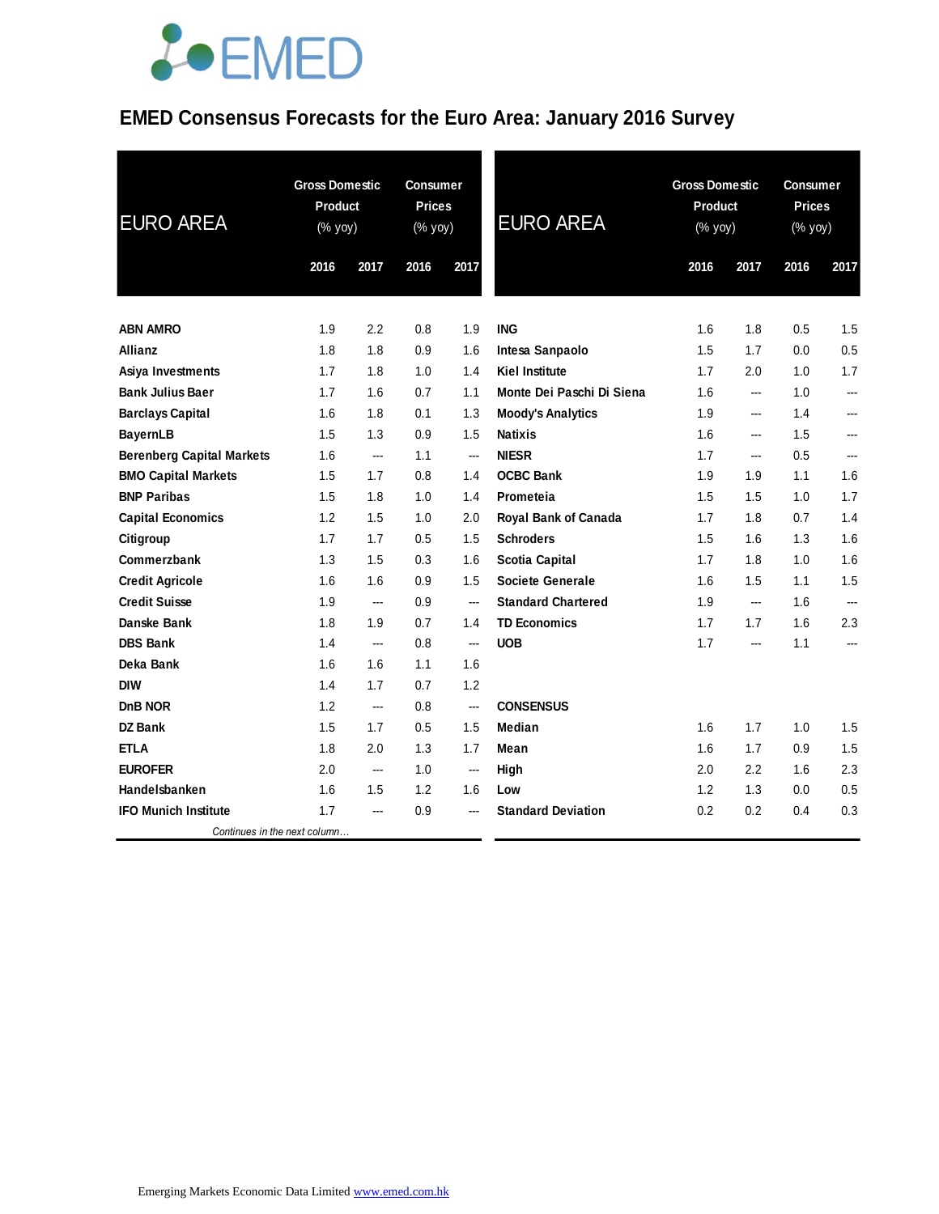# EMED Consensus Forecasts for the Euro Area: January 2016 Survey

| EURO AREA | Gross Domestic Product (% yoy) | | Consumer Prices (% yoy) | |
|---|---|---|---|---|
| | 2016 | 2017 | 2016 | 2017 |
| **ABN AMRO** | 1.9 | 2.2 | 0.8 | 1.9 |
| **Allianz** | 1.8 | 1.8 | 0.9 | 1.6 |
| **Asiya Investments** | 1.7 | 1.8 | 1.0 | 1.4 |
| **Bank Julius Baer** | 1.7 | 1.6 | 0.7 | 1.1 |
| **Barclays Capital** | 1.6 | 1.8 | 0.1 | 1.3 |
| **BayernLB** | 1.5 | 1.3 | 0.9 | 1.5 |
| **Berenberg Capital Markets** | 1.6 | --- | 1.1 | --- |
| **BMO Capital Markets** | 1.5 | 1.7 | 0.8 | 1.4 |
| **BNP Paribas** | 1.5 | 1.8 | 1.0 | 1.4 |
| **Capital Economics** | 1.2 | 1.5 | 1.0 | 2.0 |
| **Citigroup** | 1.7 | 1.7 | 0.5 | 1.5 |
| **Commerzbank** | 1.3 | 1.5 | 0.3 | 1.6 |
| **Credit Agricole** | 1.6 | 1.6 | 0.9 | 1.5 |
| **Credit Suisse** | 1.9 | --- | 0.9 | --- |
| **Danske Bank** | 1.8 | 1.9 | 0.7 | 1.4 |
| **DBS Bank** | 1.4 | --- | 0.8 | --- |
| **Deka Bank** | 1.6 | 1.6 | 1.1 | 1.6 |
| **DIW** | 1.4 | 1.7 | 0.7 | 1.2 |
| **DnB NOR** | 1.2 | --- | 0.8 | --- |
| **DZ Bank** | 1.5 | 1.7 | 0.5 | 1.5 |
| **ETLA** | 1.8 | 2.0 | 1.3 | 1.7 |
| **EUROFER** | 2.0 | --- | 1.0 | --- |
| **Handelsbanken** | 1.6 | 1.5 | 1.2 | 1.6 |
| **IFO Munich Institute** | 1.7 | --- | 0.9 | --- |
| **ING** | 1.6 | 1.8 | 0.5 | 1.5 |
| **Intesa Sanpaolo** | 1.5 | 1.7 | 0.0 | 0.5 |
| **Kiel Institute** | 1.7 | 2.0 | 1.0 | 1.7 |
| **Monte Dei Paschi Di Siena** | 1.6 | --- | 1.0 | --- |
| **Moody's Analytics** | 1.9 | --- | 1.4 | --- |
| **Natixis** | 1.6 | --- | 1.5 | --- |
| **NIESR** | 1.7 | --- | 0.5 | --- |
| **OCBC Bank** | 1.9 | 1.9 | 1.1 | 1.6 |
| **Prometeia** | 1.5 | 1.5 | 1.0 | 1.7 |
| **Royal Bank of Canada** | 1.7 | 1.8 | 0.7 | 1.4 |
| **Schroders** | 1.5 | 1.6 | 1.3 | 1.6 |
| **Scotia Capital** | 1.7 | 1.8 | 1.0 | 1.6 |
| **Societe Generale** | 1.6 | 1.5 | 1.1 | 1.5 |
| **Standard Chartered** | 1.9 | --- | 1.6 | --- |
| **TD Economics** | 1.7 | 1.7 | 1.6 | 2.3 |
| **UOB** | 1.7 | --- | 1.1 | --- |
| **CONSENSUS** | | | | |
| **Median** | 1.6 | 1.7 | 1.0 | 1.5 |
| **Mean** | 1.6 | 1.7 | 0.9 | 1.5 |
| **High** | 2.0 | 2.2 | 1.6 | 2.3 |
| **Low** | 1.2 | 1.3 | 0.0 | 0.5 |
| **Standard Deviation** | 0.2 | 0.2 | 0.4 | 0.3 |

Emerging Markets Economic Data Limited www.emed.com.hk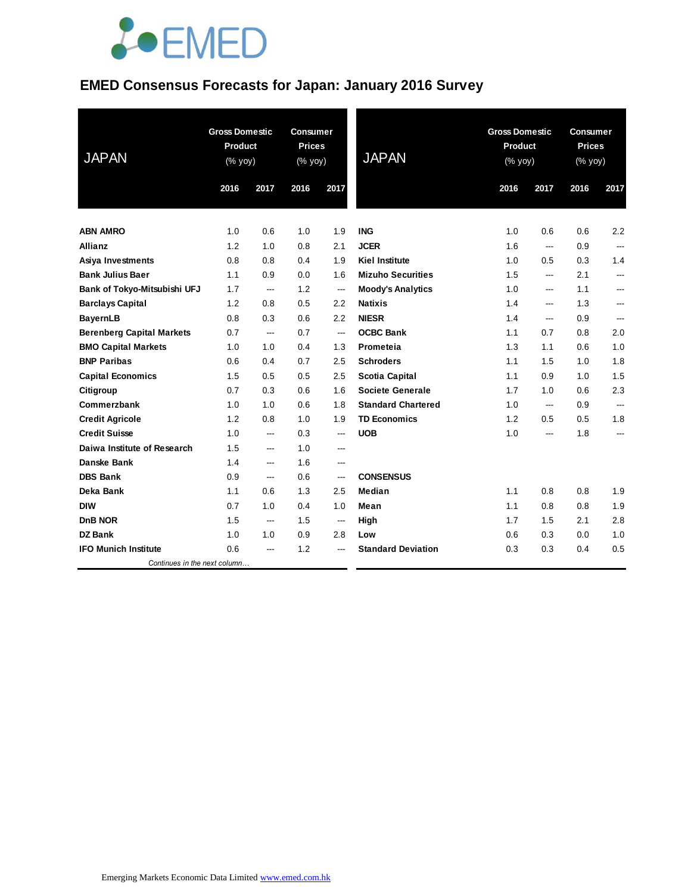# EMED Consensus Forecasts for Japan: January 2016 Survey

| JAPAN | Gross Domestic Product (% yoy) | | Consumer Prices (% yoy) | |
|---|---|---|---|---|
| | 2016 | 2017 | 2016 | 2017 |
| **ABN AMRO** | 1.0 | 0.6 | 1.0 | 1.9 |
| **Allianz** | 1.2 | 1.0 | 0.8 | 2.1 |
| **Asiya Investments** | 0.8 | 0.8 | 0.4 | 1.9 |
| **Bank Julius Baer** | 1.1 | 0.9 | 0.0 | 1.6 |
| **Bank of Tokyo-Mitsubishi UFJ** | 1.7 | --- | 1.2 | --- |
| **Barclays Capital** | 1.2 | 0.8 | 0.5 | 2.2 |
| **BayernLB** | 0.8 | 0.3 | 0.6 | 2.2 |
| **Berenberg Capital Markets** | 0.7 | --- | 0.7 | --- |
| **BMO Capital Markets** | 1.0 | 1.0 | 0.4 | 1.3 |
| **BNP Paribas** | 0.6 | 0.4 | 0.7 | 2.5 |
| **Capital Economics** | 1.5 | 0.5 | 0.5 | 2.5 |
| **Citigroup** | 0.7 | 0.3 | 0.6 | 1.6 |
| **Commerzbank** | 1.0 | 1.0 | 0.6 | 1.8 |
| **Credit Agricole** | 1.2 | 0.8 | 1.0 | 1.9 |
| **Credit Suisse** | 1.0 | --- | 0.3 | --- |
| **Daiwa Institute of Research** | 1.5 | --- | 1.0 | --- |
| **Danske Bank** | 1.4 | --- | 1.6 | --- |
| **DBS Bank** | 0.9 | --- | 0.6 | --- |
| **Deka Bank** | 1.1 | 0.6 | 1.3 | 2.5 |
| **DIW** | 0.7 | 1.0 | 0.4 | 1.0 |
| **DnB NOR** | 1.5 | --- | 1.5 | --- |
| **DZ Bank** | 1.0 | 1.0 | 0.9 | 2.8 |
| **IFO Munich Institute** | 0.6 | --- | 1.2 | --- |
| **ING** | 1.0 | 0.6 | 0.6 | 2.2 |
| **JCER** | 1.6 | --- | 0.9 | --- |
| **Kiel Institute** | 1.0 | 0.5 | 0.3 | 1.4 |
| **Mizuho Securities** | 1.5 | --- | 2.1 | --- |
| **Moody's Analytics** | 1.0 | --- | 1.1 | --- |
| **Natixis** | 1.4 | --- | 1.3 | --- |
| **NIESR** | 1.4 | --- | 0.9 | --- |
| **OCBC Bank** | 1.1 | 0.7 | 0.8 | 2.0 |
| **Prometeia** | 1.3 | 1.1 | 0.6 | 1.0 |
| **Schroders** | 1.1 | 1.5 | 1.0 | 1.8 |
| **Scotia Capital** | 1.1 | 0.9 | 1.0 | 1.5 |
| **Societe Generale** | 1.7 | 1.0 | 0.6 | 2.3 |
| **Standard Chartered** | 1.0 | --- | 0.9 | --- |
| **TD Economics** | 1.2 | 0.5 | 0.5 | 1.8 |
| **UOB** | 1.0 | --- | 1.8 | --- |
| **CONSENSUS** | | | | |
| **Median** | 1.1 | 0.8 | 0.8 | 1.9 |
| **Mean** | 1.1 | 0.8 | 0.8 | 1.9 |
| **High** | 1.7 | 1.5 | 2.1 | 2.8 |
| **Low** | 0.6 | 0.3 | 0.0 | 1.0 |
| **Standard Deviation** | 0.3 | 0.3 | 0.4 | 0.5 |

Emerging Markets Economic Data Limited www.emed.com.hk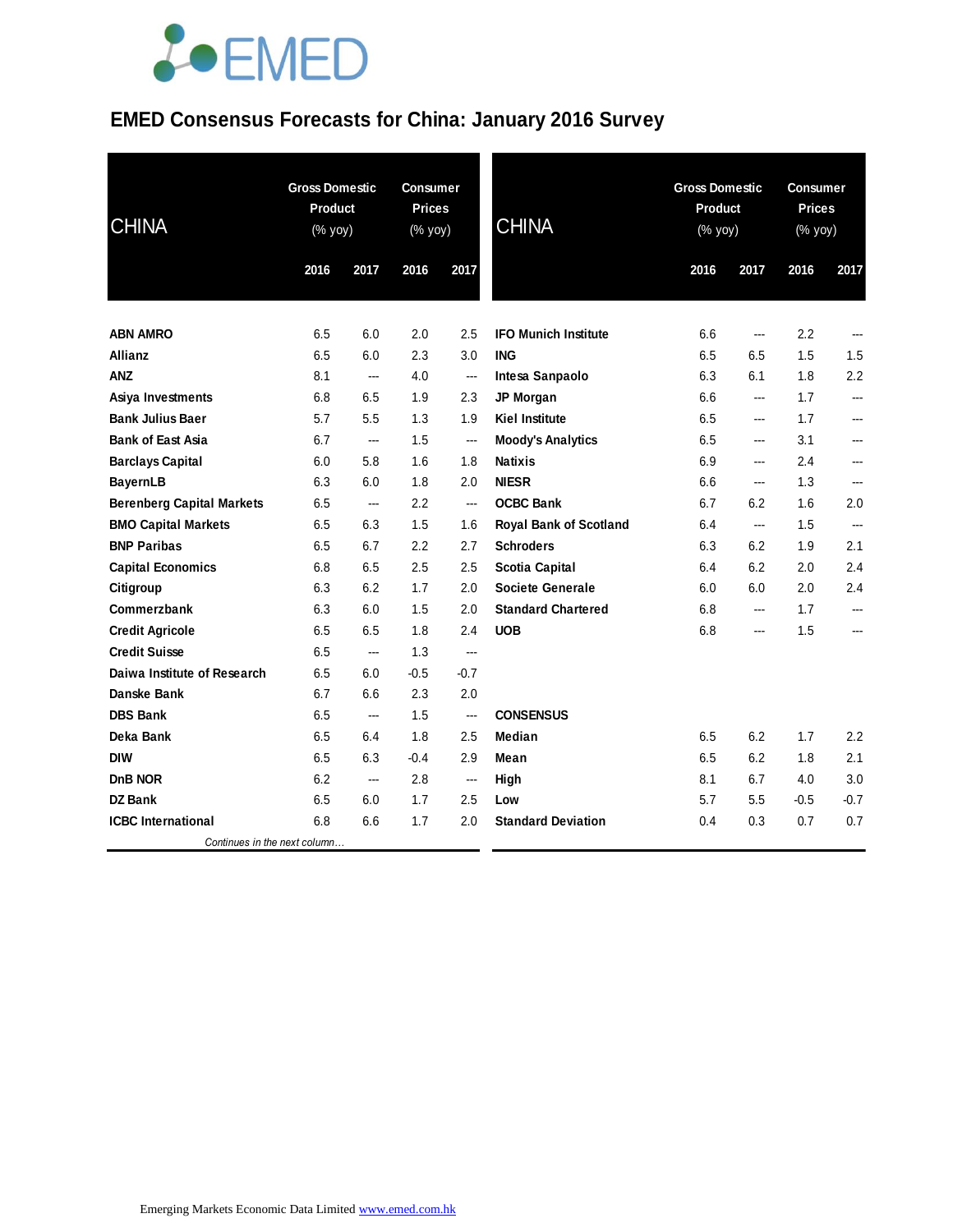# EMED Consensus Forecasts for China: January 2016 Survey

| CHINA | Gross Domestic Product (% yoy) | | Consumer Prices (% yoy) | |
|---|---|---|---|---|
| | 2016 | 2017 | 2016 | 2017 |
| ABN AMRO | 6.5 | 6.0 | 2.0 | 2.5 |
| Allianz | 6.5 | 6.0 | 2.3 | 3.0 |
| ANZ | 8.1 | --- | 4.0 | --- |
| Asiya Investments | 6.8 | 6.5 | 1.9 | 2.3 |
| Bank Julius Baer | 5.7 | 5.5 | 1.3 | 1.9 |
| Bank of East Asia | 6.7 | --- | 1.5 | --- |
| Barclays Capital | 6.0 | 5.8 | 1.6 | 1.8 |
| BayernLB | 6.3 | 6.0 | 1.8 | 2.0 |
| Berenberg Capital Markets | 6.5 | --- | 2.2 | --- |
| BMO Capital Markets | 6.5 | 6.3 | 1.5 | 1.6 |
| BNP Paribas | 6.5 | 6.7 | 2.2 | 2.7 |
| Capital Economics | 6.8 | 6.5 | 2.5 | 2.5 |
| Citigroup | 6.3 | 6.2 | 1.7 | 2.0 |
| Commerzbank | 6.3 | 6.0 | 1.5 | 2.0 |
| Credit Agricole | 6.5 | 6.5 | 1.8 | 2.4 |
| Credit Suisse | 6.5 | --- | 1.3 | --- |
| Daiwa Institute of Research | 6.5 | 6.0 | -0.5 | -0.7 |
| Danske Bank | 6.7 | 6.6 | 2.3 | 2.0 |
| DBS Bank | 6.5 | --- | 1.5 | --- |
| Deka Bank | 6.5 | 6.4 | 1.8 | 2.5 |
| DIW | 6.5 | 6.3 | -0.4 | 2.9 |
| DnB NOR | 6.2 | --- | 2.8 | --- |
| DZ Bank | 6.5 | 6.0 | 1.7 | 2.5 |
| ICBC International | 6.8 | 6.6 | 1.7 | 2.0 |
| IFO Munich Institute | 6.6 | --- | 2.2 | --- |
| ING | 6.5 | 6.5 | 1.5 | 1.5 |
| Intesa Sanpaolo | 6.3 | 6.1 | 1.8 | 2.2 |
| JP Morgan | 6.6 | --- | 1.7 | --- |
| Kiel Institute | 6.5 | --- | 1.7 | --- |
| Moody's Analytics | 6.5 | --- | 3.1 | --- |
| Natixis | 6.9 | --- | 2.4 | --- |
| NIESR | 6.6 | --- | 1.3 | --- |
| OCBC Bank | 6.7 | 6.2 | 1.6 | 2.0 |
| Royal Bank of Scotland | 6.4 | --- | 1.5 | --- |
| Schroders | 6.3 | 6.2 | 1.9 | 2.1 |
| Scotia Capital | 6.4 | 6.2 | 2.0 | 2.4 |
| Societe Generale | 6.0 | 6.0 | 2.0 | 2.4 |
| Standard Chartered | 6.8 | --- | 1.7 | --- |
| UOB | 6.8 | --- | 1.5 | --- |
| **CONSENSUS** | | | | |
| Median | 6.5 | 6.2 | 1.7 | 2.2 |
| Mean | 6.5 | 6.2 | 1.8 | 2.1 |
| High | 8.1 | 6.7 | 4.0 | 3.0 |
| Low | 5.7 | 5.5 | -0.5 | -0.7 |
| Standard Deviation | 0.4 | 0.3 | 0.7 | 0.7 |

Emerging Markets Economic Data Limited www.emed.com.hk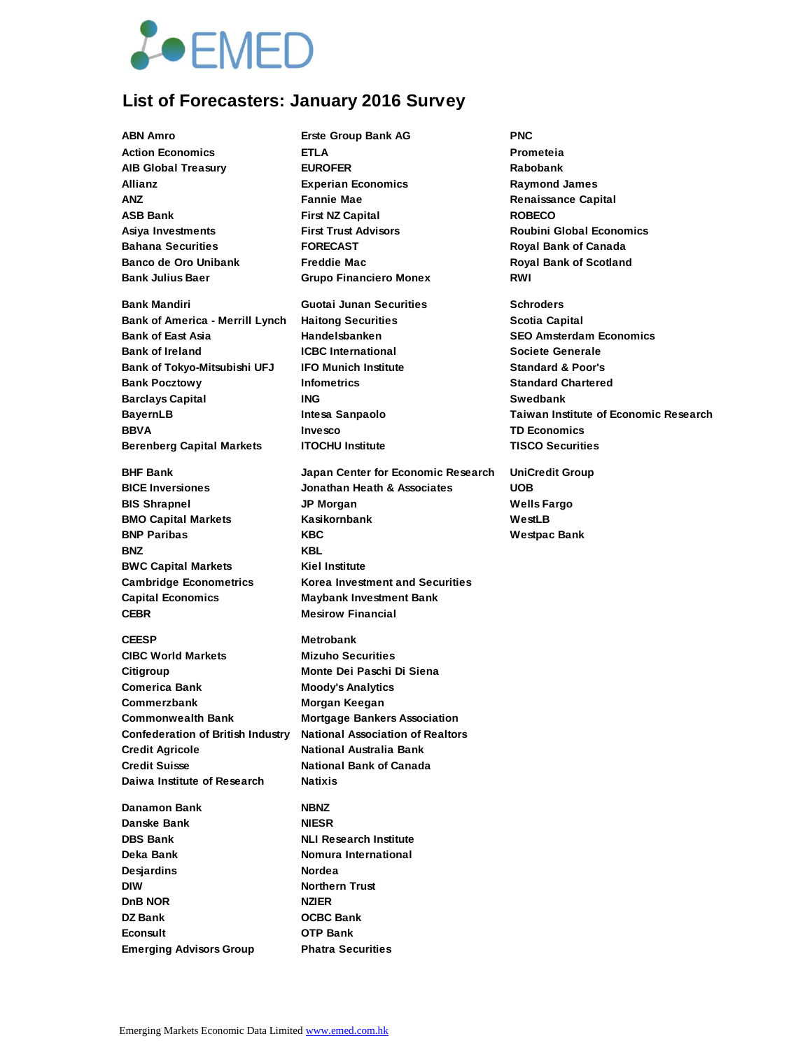# List of Forecasters: January 2016 Survey

ABN Amro
Action Economics
AIB Global Treasury
Allianz
ANZ
ASB Bank
Asiya Investments
Bahana Securities
Banco de Oro Unibank
Bank Julius Baer

Bank Mandiri
Bank of America - Merrill Lynch
Bank of East Asia
Bank of Ireland
Bank of Tokyo-Mitsubishi UFJ
Bank Pocztowy
Barclays Capital
BayernLB
BBVA
Berenberg Capital Markets

BHF Bank
BICE Inversiones
BIS Shrapnel
BMO Capital Markets
BNP Paribas
BNZ
BWC Capital Markets
Cambridge Econometrics
Capital Economics
CEBR

CEESP
CIBC World Markets
Citigroup
Comerica Bank
Commerzbank
Commonwealth Bank
Confederation of British Industry
Credit Agricole
Credit Suisse
Daiwa Institute of Research

Danamon Bank
Danske Bank
DBS Bank
Deka Bank
Desjardins
DIW
DnB NOR
DZ Bank
Econsult
Emerging Advisors Group

Erste Group Bank AG
ETLA
EUROFER
Experian Economics
Fannie Mae
First NZ Capital
First Trust Advisors
FORECAST
Freddie Mac
Grupo Financiero Monex

Guotai Junan Securities
Haitong Securities
Handelsbanken
ICBC International
IFO Munich Institute
Infometrics
ING
Intesa Sanpaolo
Invesco
ITOCHU Institute

Japan Center for Economic Research
Jonathan Heath & Associates
JP Morgan
Kasikornbank
KBC
KBL
Kiel Institute
Korea Investment and Securities
Maybank Investment Bank
Mesirow Financial

Metrobank
Mizuho Securities
Monte Dei Paschi Di Siena
Moody's Analytics
Morgan Keegan
Mortgage Bankers Association
National Association of Realtors
National Australia Bank
National Bank of Canada
Natixis

NBNZ
NIESR
NLI Research Institute
Nomura International
Nordea
Northern Trust
NZIER
OCBC Bank
OTP Bank
Phatra Securities

PNC
Prometeia
Rabobank
Raymond James
Renaissance Capital
ROBECO
Roubini Global Economics
Royal Bank of Canada
Royal Bank of Scotland
RWI

Schroders
Scotia Capital
SEO Amsterdam Economics
Societe Generale
Standard & Poor's
Standard Chartered
Swedbank
Taiwan Institute of Economic Research
TD Economics
TISCO Securities

UniCredit Group
UOB
Wells Fargo
WestLB
Westpac Bank

Emerging Markets Economic Data Limited www.emed.com.hk